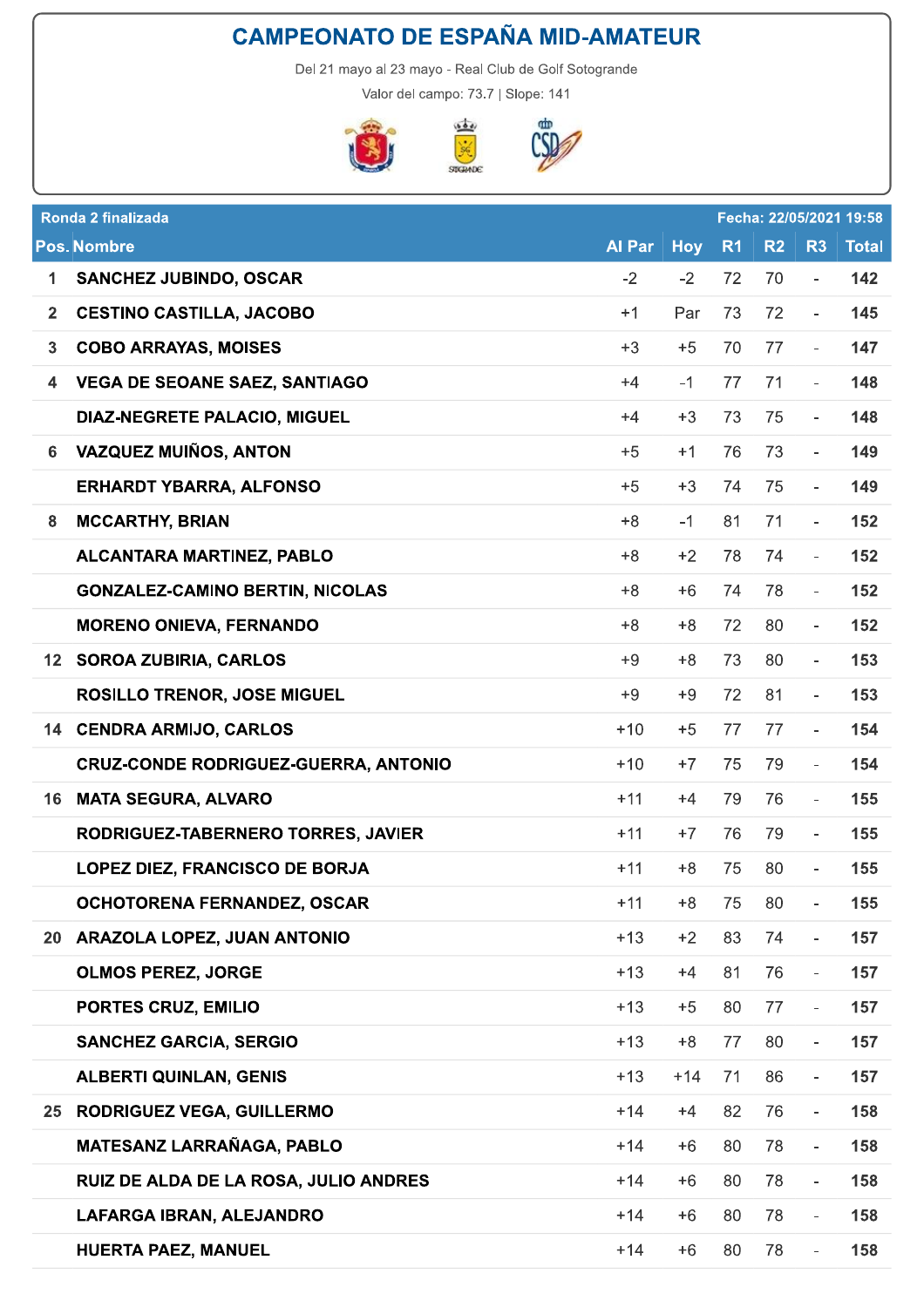# CAMPEONATO DE ESPAÑA MID-AMATEUR

Del 21 mayo al 23 mayo - Real Club de Golf Sotogrande

Valor del campo: 73.7 | Slope: 141

| Ronda 2 finalizada | | | | | | | Fecha: 22/05/2021 19:58 |
|---|---|---|---|---|---|---|---|
| **Pos.** | **Nombre** | **Al Par** | **Hoy** | **R1** | **R2** | **R3** | **Total** |
| 1 | SANCHEZ JUBINDO, OSCAR | -2 | -2 | 72 | 70 | - | 142 |
| 2 | CESTINO CASTILLA, JACOBO | +1 | Par | 73 | 72 | - | 145 |
| 3 | COBO ARRAYAS, MOISES | +3 | +5 | 70 | 77 | - | 147 |
| 4 | VEGA DE SEOANE SAEZ, SANTIAGO | +4 | -1 | 77 | 71 | - | 148 |
| | DIAZ-NEGRETE PALACIO, MIGUEL | +4 | +3 | 73 | 75 | - | 148 |
| 6 | VAZQUEZ MUIÑOS, ANTON | +5 | +1 | 76 | 73 | - | 149 |
| | ERHARDT YBARRA, ALFONSO | +5 | +3 | 74 | 75 | - | 149 |
| 8 | MCCARTHY, BRIAN | +8 | -1 | 81 | 71 | - | 152 |
| | ALCANTARA MARTINEZ, PABLO | +8 | +2 | 78 | 74 | - | 152 |
| | GONZALEZ-CAMINO BERTIN, NICOLAS | +8 | +6 | 74 | 78 | - | 152 |
| | MORENO ONIEVA, FERNANDO | +8 | +8 | 72 | 80 | - | 152 |
| 12 | SOROA ZUBIRIA, CARLOS | +9 | +8 | 73 | 80 | - | 153 |
| | ROSILLO TRENOR, JOSE MIGUEL | +9 | +9 | 72 | 81 | - | 153 |
| 14 | CENDRA ARMIJO, CARLOS | +10 | +5 | 77 | 77 | - | 154 |
| | CRUZ-CONDE RODRIGUEZ-GUERRA, ANTONIO | +10 | +7 | 75 | 79 | - | 154 |
| 16 | MATA SEGURA, ALVARO | +11 | +4 | 79 | 76 | - | 155 |
| | RODRIGUEZ-TABERNERO TORRES, JAVIER | +11 | +7 | 76 | 79 | - | 155 |
| | LOPEZ DIEZ, FRANCISCO DE BORJA | +11 | +8 | 75 | 80 | - | 155 |
| | OCHOTORENA FERNANDEZ, OSCAR | +11 | +8 | 75 | 80 | - | 155 |
| 20 | ARAZOLA LOPEZ, JUAN ANTONIO | +13 | +2 | 83 | 74 | - | 157 |
| | OLMOS PEREZ, JORGE | +13 | +4 | 81 | 76 | - | 157 |
| | PORTES CRUZ, EMILIO | +13 | +5 | 80 | 77 | - | 157 |
| | SANCHEZ GARCIA, SERGIO | +13 | +8 | 77 | 80 | - | 157 |
| | ALBERTI QUINLAN, GENIS | +13 | +14 | 71 | 86 | - | 157 |
| 25 | RODRIGUEZ VEGA, GUILLERMO | +14 | +4 | 82 | 76 | - | 158 |
| | MATESANZ LARRAÑAGA, PABLO | +14 | +6 | 80 | 78 | - | 158 |
| | RUIZ DE ALDA DE LA ROSA, JULIO ANDRES | +14 | +6 | 80 | 78 | - | 158 |
| | LAFARGA IBRAN, ALEJANDRO | +14 | +6 | 80 | 78 | - | 158 |
| | HUERTA PAEZ, MANUEL | +14 | +6 | 80 | 78 | - | 158 |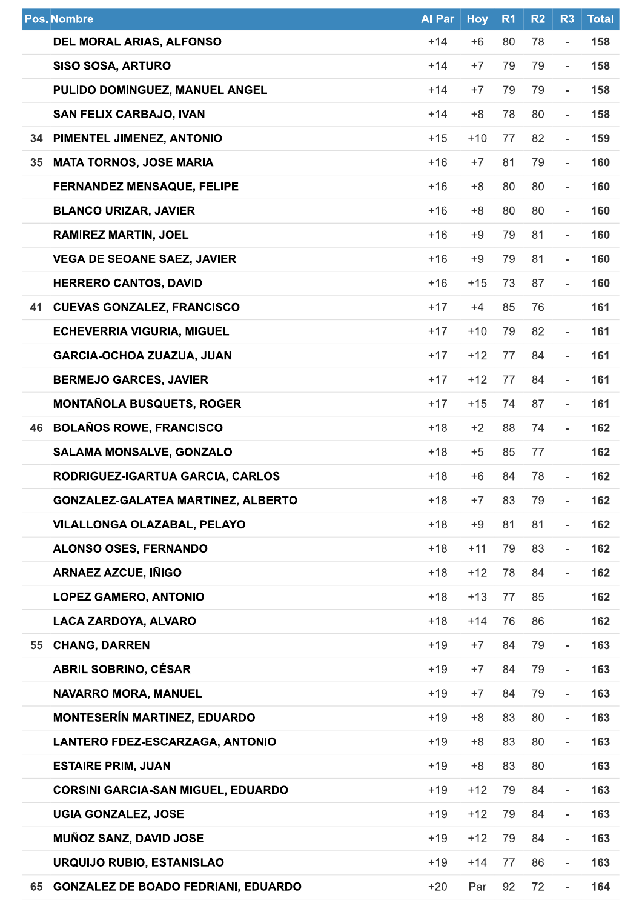| Pos. | Nombre | Al Par | Hoy | R1 | R2 | R3 | Total |
|---|---|---|---|---|---|---|---|
| | DEL MORAL ARIAS, ALFONSO | +14 | +6 | 80 | 78 | - | 158 |
| | SISO SOSA, ARTURO | +14 | +7 | 79 | 79 | - | 158 |
| | PULIDO DOMINGUEZ, MANUEL ANGEL | +14 | +7 | 79 | 79 | - | 158 |
| | SAN FELIX CARBAJO, IVAN | +14 | +8 | 78 | 80 | - | 158 |
| 34 | PIMENTEL JIMENEZ, ANTONIO | +15 | +10 | 77 | 82 | - | 159 |
| 35 | MATA TORNOS, JOSE MARIA | +16 | +7 | 81 | 79 | - | 160 |
| | FERNANDEZ MENSAQUE, FELIPE | +16 | +8 | 80 | 80 | - | 160 |
| | BLANCO URIZAR, JAVIER | +16 | +8 | 80 | 80 | - | 160 |
| | RAMIREZ MARTIN, JOEL | +16 | +9 | 79 | 81 | - | 160 |
| | VEGA DE SEOANE SAEZ, JAVIER | +16 | +9 | 79 | 81 | - | 160 |
| | HERRERO CANTOS, DAVID | +16 | +15 | 73 | 87 | - | 160 |
| 41 | CUEVAS GONZALEZ, FRANCISCO | +17 | +4 | 85 | 76 | - | 161 |
| | ECHEVERRIA VIGURIA, MIGUEL | +17 | +10 | 79 | 82 | - | 161 |
| | GARCIA-OCHOA ZUAZUA, JUAN | +17 | +12 | 77 | 84 | - | 161 |
| | BERMEJO GARCES, JAVIER | +17 | +12 | 77 | 84 | - | 161 |
| | MONTAÑOLA BUSQUETS, ROGER | +17 | +15 | 74 | 87 | - | 161 |
| 46 | BOLAÑOS ROWE, FRANCISCO | +18 | +2 | 88 | 74 | - | 162 |
| | SALAMA MONSALVE, GONZALO | +18 | +5 | 85 | 77 | - | 162 |
| | RODRIGUEZ-IGARTUA GARCIA, CARLOS | +18 | +6 | 84 | 78 | - | 162 |
| | GONZALEZ-GALATEA MARTINEZ, ALBERTO | +18 | +7 | 83 | 79 | - | 162 |
| | VILALLONGA OLAZABAL, PELAYO | +18 | +9 | 81 | 81 | - | 162 |
| | ALONSO OSES, FERNANDO | +18 | +11 | 79 | 83 | - | 162 |
| | ARNAEZ AZCUE, IÑIGO | +18 | +12 | 78 | 84 | - | 162 |
| | LOPEZ GAMERO, ANTONIO | +18 | +13 | 77 | 85 | - | 162 |
| | LACA ZARDOYA, ALVARO | +18 | +14 | 76 | 86 | - | 162 |
| 55 | CHANG, DARREN | +19 | +7 | 84 | 79 | - | 163 |
| | ABRIL SOBRINO, CÉSAR | +19 | +7 | 84 | 79 | - | 163 |
| | NAVARRO MORA, MANUEL | +19 | +7 | 84 | 79 | - | 163 |
| | MONTESERÍN MARTINEZ, EDUARDO | +19 | +8 | 83 | 80 | - | 163 |
| | LANTERO FDEZ-ESCARZAGA, ANTONIO | +19 | +8 | 83 | 80 | - | 163 |
| | ESTAIRE PRIM, JUAN | +19 | +8 | 83 | 80 | - | 163 |
| | CORSINI GARCIA-SAN MIGUEL, EDUARDO | +19 | +12 | 79 | 84 | - | 163 |
| | UGIA GONZALEZ, JOSE | +19 | +12 | 79 | 84 | - | 163 |
| | MUÑOZ SANZ, DAVID JOSE | +19 | +12 | 79 | 84 | - | 163 |
| | URQUIJO RUBIO, ESTANISLAO | +19 | +14 | 77 | 86 | - | 163 |
| 65 | GONZALEZ DE BOADO FEDRIANI, EDUARDO | +20 | Par | 92 | 72 | - | 164 |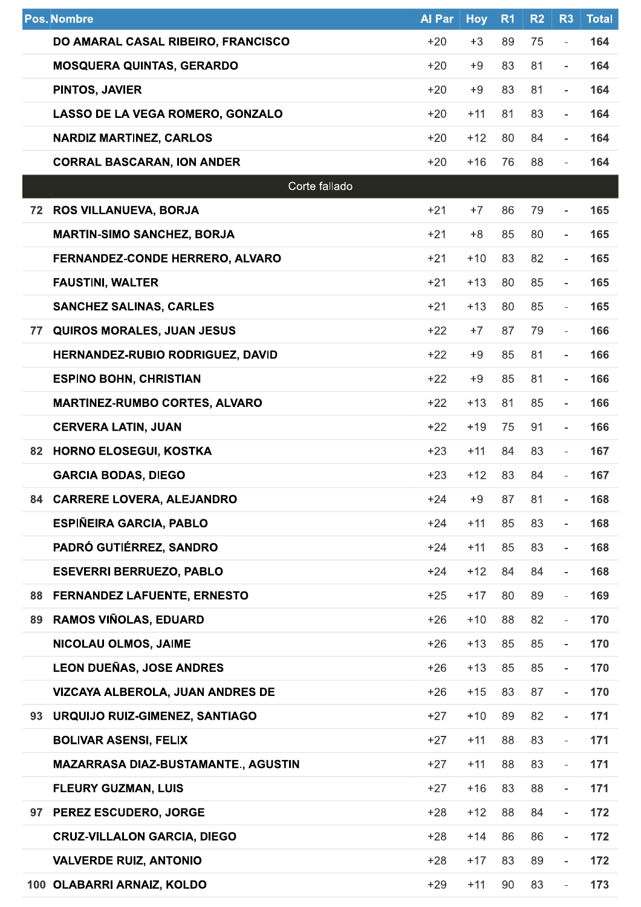| Pos. | Nombre | Al Par | Hoy | R1 | R2 | R3 | Total |
|---|---|---|---|---|---|---|---|
| | DO AMARAL CASAL RIBEIRO, FRANCISCO | +20 | +3 | 89 | 75 | - | 164 |
| | MOSQUERA QUINTAS, GERARDO | +20 | +9 | 83 | 81 | - | 164 |
| | PINTOS, JAVIER | +20 | +9 | 83 | 81 | - | 164 |
| | LASSO DE LA VEGA ROMERO, GONZALO | +20 | +11 | 81 | 83 | - | 164 |
| | NARDIZ MARTINEZ, CARLOS | +20 | +12 | 80 | 84 | - | 164 |
| | CORRAL BASCARAN, ION ANDER | +20 | +16 | 76 | 88 | - | 164 |
| | Corte fallado | | | | | | |
| 72 | ROS VILLANUEVA, BORJA | +21 | +7 | 86 | 79 | - | 165 |
| | MARTIN-SIMO SANCHEZ, BORJA | +21 | +8 | 85 | 80 | - | 165 |
| | FERNANDEZ-CONDE HERRERO, ALVARO | +21 | +10 | 83 | 82 | - | 165 |
| | FAUSTINI, WALTER | +21 | +13 | 80 | 85 | - | 165 |
| | SANCHEZ SALINAS, CARLES | +21 | +13 | 80 | 85 | - | 165 |
| 77 | QUIROS MORALES, JUAN JESUS | +22 | +7 | 87 | 79 | - | 166 |
| | HERNANDEZ-RUBIO RODRIGUEZ, DAVID | +22 | +9 | 85 | 81 | - | 166 |
| | ESPINO BOHN, CHRISTIAN | +22 | +9 | 85 | 81 | - | 166 |
| | MARTINEZ-RUMBO CORTES, ALVARO | +22 | +13 | 81 | 85 | - | 166 |
| | CERVERA LATIN, JUAN | +22 | +19 | 75 | 91 | - | 166 |
| 82 | HORNO ELOSEGUI, KOSTKA | +23 | +11 | 84 | 83 | - | 167 |
| | GARCIA BODAS, DIEGO | +23 | +12 | 83 | 84 | - | 167 |
| 84 | CARRERE LOVERA, ALEJANDRO | +24 | +9 | 87 | 81 | - | 168 |
| | ESPIÑEIRA GARCIA, PABLO | +24 | +11 | 85 | 83 | - | 168 |
| | PADRÓ GUTIÉRREZ, SANDRO | +24 | +11 | 85 | 83 | - | 168 |
| | ESEVERRI BERRUEZO, PABLO | +24 | +12 | 84 | 84 | - | 168 |
| 88 | FERNANDEZ LAFUENTE, ERNESTO | +25 | +17 | 80 | 89 | - | 169 |
| 89 | RAMOS VIÑOLAS, EDUARD | +26 | +10 | 88 | 82 | - | 170 |
| | NICOLAU OLMOS, JAIME | +26 | +13 | 85 | 85 | - | 170 |
| | LEON DUEÑAS, JOSE ANDRES | +26 | +13 | 85 | 85 | - | 170 |
| | VIZCAYA ALBEROLA, JUAN ANDRES DE | +26 | +15 | 83 | 87 | - | 170 |
| 93 | URQUIJO RUIZ-GIMENEZ, SANTIAGO | +27 | +10 | 89 | 82 | - | 171 |
| | BOLIVAR ASENSI, FELIX | +27 | +11 | 88 | 83 | - | 171 |
| | MAZARRASA DIAZ-BUSTAMANTE., AGUSTIN | +27 | +11 | 88 | 83 | - | 171 |
| | FLEURY GUZMAN, LUIS | +27 | +16 | 83 | 88 | - | 171 |
| 97 | PEREZ ESCUDERO, JORGE | +28 | +12 | 88 | 84 | - | 172 |
| | CRUZ-VILLALON GARCIA, DIEGO | +28 | +14 | 86 | 86 | - | 172 |
| | VALVERDE RUIZ, ANTONIO | +28 | +17 | 83 | 89 | - | 172 |
| 100 | OLABARRI ARNAIZ, KOLDO | +29 | +11 | 90 | 83 | - | 173 |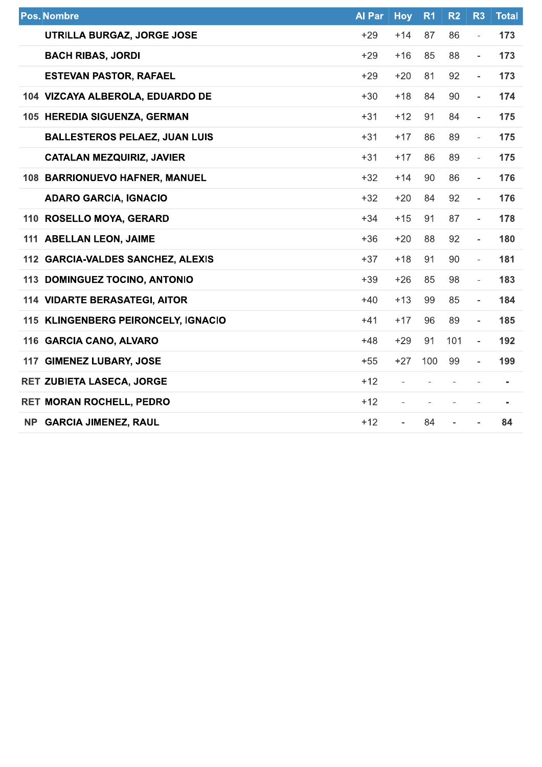| Pos. | Nombre | Al Par | Hoy | R1 | R2 | R3 | Total |
|---|---|---|---|---|---|---|---|
| | UTRILLA BURGAZ, JORGE JOSE | +29 | +14 | 87 | 86 | - | 173 |
| | BACH RIBAS, JORDI | +29 | +16 | 85 | 88 | - | 173 |
| | ESTEVAN PASTOR, RAFAEL | +29 | +20 | 81 | 92 | - | 173 |
| 104 | VIZCAYA ALBEROLA, EDUARDO DE | +30 | +18 | 84 | 90 | - | 174 |
| 105 | HEREDIA SIGUENZA, GERMAN | +31 | +12 | 91 | 84 | - | 175 |
| | BALLESTEROS PELAEZ, JUAN LUIS | +31 | +17 | 86 | 89 | - | 175 |
| | CATALAN MEZQUIRIZ, JAVIER | +31 | +17 | 86 | 89 | - | 175 |
| 108 | BARRIONUEVO HAFNER, MANUEL | +32 | +14 | 90 | 86 | - | 176 |
| | ADARO GARCIA, IGNACIO | +32 | +20 | 84 | 92 | - | 176 |
| 110 | ROSELLO MOYA, GERARD | +34 | +15 | 91 | 87 | - | 178 |
| 111 | ABELLAN LEON, JAIME | +36 | +20 | 88 | 92 | - | 180 |
| 112 | GARCIA-VALDES SANCHEZ, ALEXIS | +37 | +18 | 91 | 90 | - | 181 |
| 113 | DOMINGUEZ TOCINO, ANTONIO | +39 | +26 | 85 | 98 | - | 183 |
| 114 | VIDARTE BERASATEGI, AITOR | +40 | +13 | 99 | 85 | - | 184 |
| 115 | KLINGENBERG PEIRONCELY, IGNACIO | +41 | +17 | 96 | 89 | - | 185 |
| 116 | GARCIA CANO, ALVARO | +48 | +29 | 91 | 101 | - | 192 |
| 117 | GIMENEZ LUBARY, JOSE | +55 | +27 | 100 | 99 | - | 199 |
| RET | ZUBIETA LASECA, JORGE | +12 | - | - | - | - | - |
| RET | MORAN ROCHELL, PEDRO | +12 | - | - | - | - | - |
| NP | GARCIA JIMENEZ, RAUL | +12 | - | 84 | - | - | 84 |